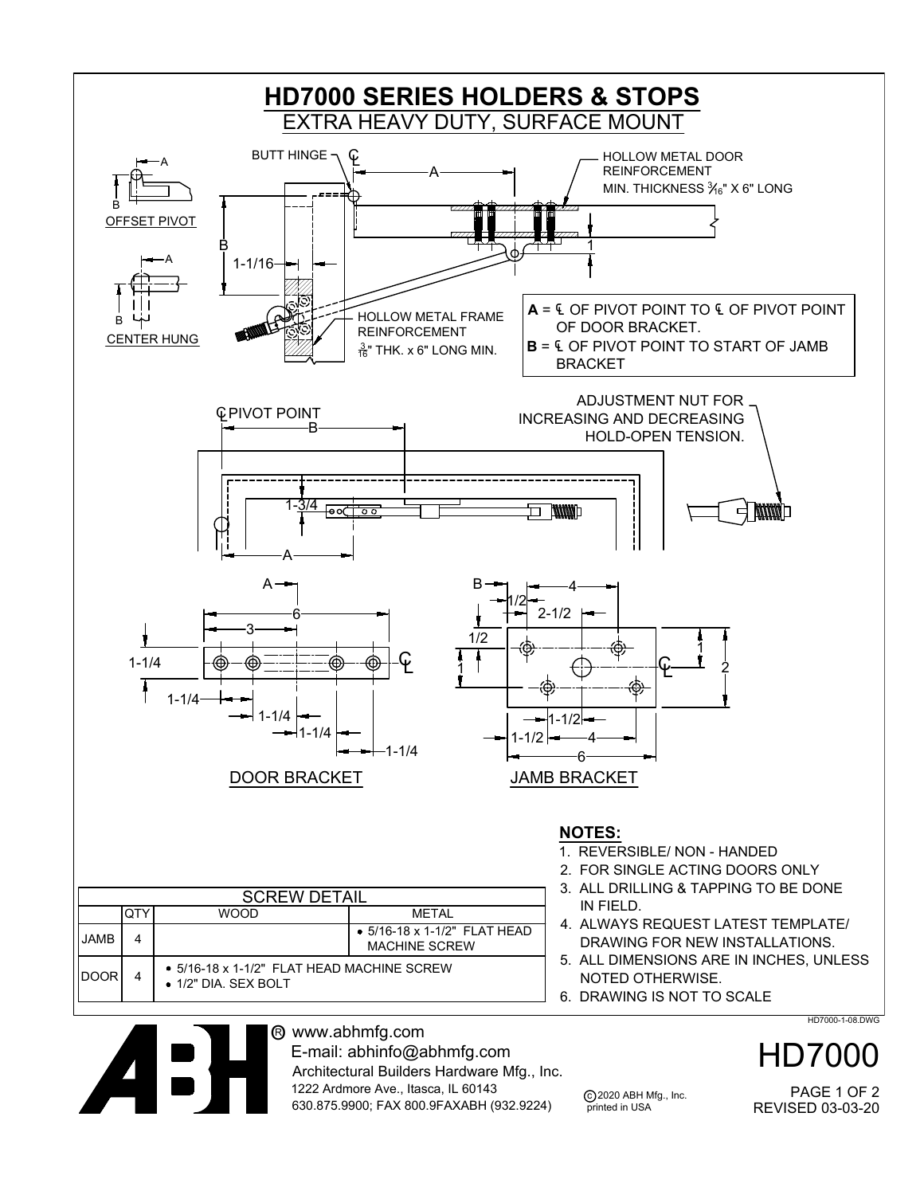# HD7000 SERIES HOLDERS & STOPS

## EXTRA HEAVY DUTY, SURFACE MOUNT

OFFSET PIVOT

CENTER HUNG

BUTT HINGE

HOLLOW METAL DOOR REINFORCEMENT MIN. THICKNESS 3/16" X 6" LONG

HOLLOW METAL FRAME REINFORCEMENT 3/16" THK. x 6" LONG MIN.

**A** = ℄ OF PIVOT POINT TO ℄ OF PIVOT POINT OF DOOR BRACKET.

**B** = ℄ OF PIVOT POINT TO START OF JAMB BRACKET

℄ PIVOT POINT

ADJUSTMENT NUT FOR INCREASING AND DECREASING HOLD-OPEN TENSION.

DOOR BRACKET

JAMB BRACKET

**NOTES:**

1. REVERSIBLE/ NON - HANDED
2. FOR SINGLE ACTING DOORS ONLY
3. ALL DRILLING & TAPPING TO BE DONE IN FIELD.
4. ALWAYS REQUEST LATEST TEMPLATE/ DRAWING FOR NEW INSTALLATIONS.
5. ALL DIMENSIONS ARE IN INCHES, UNLESS NOTED OTHERWISE.
6. DRAWING IS NOT TO SCALE

| SCREW DETAIL | | | |
|---|---|---|---|
| | QTY | WOOD | METAL |
| JAMB | 4 | | • 5/16-18 x 1-1/2" FLAT HEAD MACHINE SCREW |
| DOOR | 4 | • 5/16-18 x 1-1/2" FLAT HEAD MACHINE SCREW<br>• 1/2" DIA. SEX BOLT | |

HD7000-1-08.DWG

www.abhmfg.com
E-mail: abhinfo@abhmfg.com
Architectural Builders Hardware Mfg., Inc.
1222 Ardmore Ave., Itasca, IL 60143
630.875.9900; FAX 800.9FAXABH (932.9224)

© 2020 ABH Mfg., Inc. printed in USA

HD7000

REVISED 03-03-20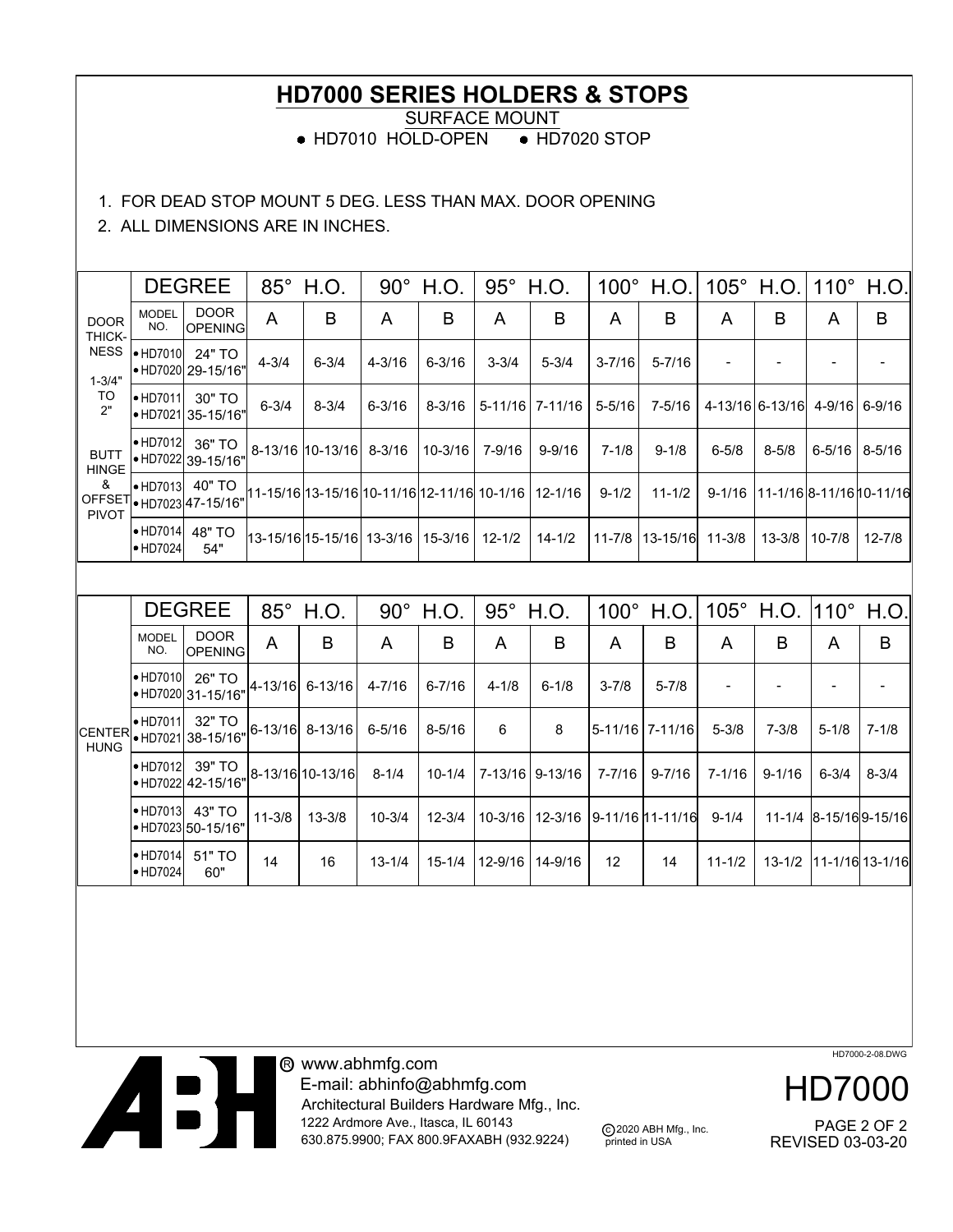# HD7000 SERIES HOLDERS & STOPS

SURFACE MOUNT

- HD7010 HOLD-OPEN
- HD7020 STOP

1. FOR DEAD STOP MOUNT 5 DEG. LESS THAN MAX. DOOR OPENING
2. ALL DIMENSIONS ARE IN INCHES.

| | DEGREE | | 85° H.O. | | 90° H.O. | | 95° H.O. | | 100° H.O. | | 105° H.O. | | 110° H.O. | |
|---|---|---|---|---|---|---|---|---|---|---|---|---|---|---|
| DOOR THICKNESS 1-3/4" TO 2" BUTT HINGE & OFFSET PIVOT | MODEL NO. | DOOR OPENING | A | B | A | B | A | B | A | B | A | B | A | B |
| | • HD7010 • HD7020 | 24" TO 29-15/16" | 4-3/4 | 6-3/4 | 4-3/16 | 6-3/16 | 3-3/4 | 5-3/4 | 3-7/16 | 5-7/16 | - | - | - | - |
| | • HD7011 • HD7021 | 30" TO 35-15/16" | 6-3/4 | 8-3/4 | 6-3/16 | 8-3/16 | 5-11/16 | 7-11/16 | 5-5/16 | 7-5/16 | 4-13/16 | 6-13/16 | 4-9/16 | 6-9/16 |
| | • HD7012 • HD7022 | 36" TO 39-15/16" | 8-13/16 | 10-13/16 | 8-3/16 | 10-3/16 | 7-9/16 | 9-9/16 | 7-1/8 | 9-1/8 | 6-5/8 | 8-5/8 | 6-5/16 | 8-5/16 |
| | • HD7013 • HD7023 | 40" TO 47-15/16" | 11-15/16 | 13-15/16 | 10-11/16 | 12-11/16 | 10-1/16 | 12-1/16 | 9-1/2 | 11-1/2 | 9-1/16 | 11-1/16 | 8-11/16 | 10-11/16 |
| | • HD7014 • HD7024 | 48" TO 54" | 13-15/16 | 15-15/16 | 13-3/16 | 15-3/16 | 12-1/2 | 14-1/2 | 11-7/8 | 13-15/16 | 11-3/8 | 13-3/8 | 10-7/8 | 12-7/8 |

| | DEGREE | | 85° H.O. | | 90° H.O. | | 95° H.O. | | 100° H.O. | | 105° H.O. | | 110° H.O. | |
|---|---|---|---|---|---|---|---|---|---|---|---|---|---|---|
| CENTER HUNG | MODEL NO. | DOOR OPENING | A | B | A | B | A | B | A | B | A | B | A | B |
| | • HD7010 • HD7020 | 26" TO 31-15/16" | 4-13/16 | 6-13/16 | 4-7/16 | 6-7/16 | 4-1/8 | 6-1/8 | 3-7/8 | 5-7/8 | - | - | - | - |
| | • HD7011 • HD7021 | 32" TO 38-15/16" | 6-13/16 | 8-13/16 | 6-5/16 | 8-5/16 | 6 | 8 | 5-11/16 | 7-11/16 | 5-3/8 | 7-3/8 | 5-1/8 | 7-1/8 |
| | • HD7012 • HD7022 | 39" TO 42-15/16" | 8-13/16 | 10-13/16 | 8-1/4 | 10-1/4 | 7-13/16 | 9-13/16 | 7-7/16 | 9-7/16 | 7-1/16 | 9-1/16 | 6-3/4 | 8-3/4 |
| | • HD7013 • HD7023 | 43" TO 50-15/16" | 11-3/8 | 13-3/8 | 10-3/4 | 12-3/4 | 10-3/16 | 12-3/16 | 9-11/16 | 11-11/16 | 9-1/4 | 11-1/4 | 8-15/16 | 9-15/16 |
| | • HD7014 • HD7024 | 51" TO 60" | 14 | 16 | 13-1/4 | 15-1/4 | 12-9/16 | 14-9/16 | 12 | 14 | 11-1/2 | 13-1/2 | 11-1/16 | 13-1/16 |

HD7000-2-08.DWG

® www.abhmfg.com
E-mail: abhinfo@abhmfg.com
Architectural Builders Hardware Mfg., Inc.
1222 Ardmore Ave., Itasca, IL 60143
630.875.9900; FAX 800.9FAXABH (932.9224)

© 2020 ABH Mfg., Inc. printed in USA

HD7000

REVISED 03-03-20